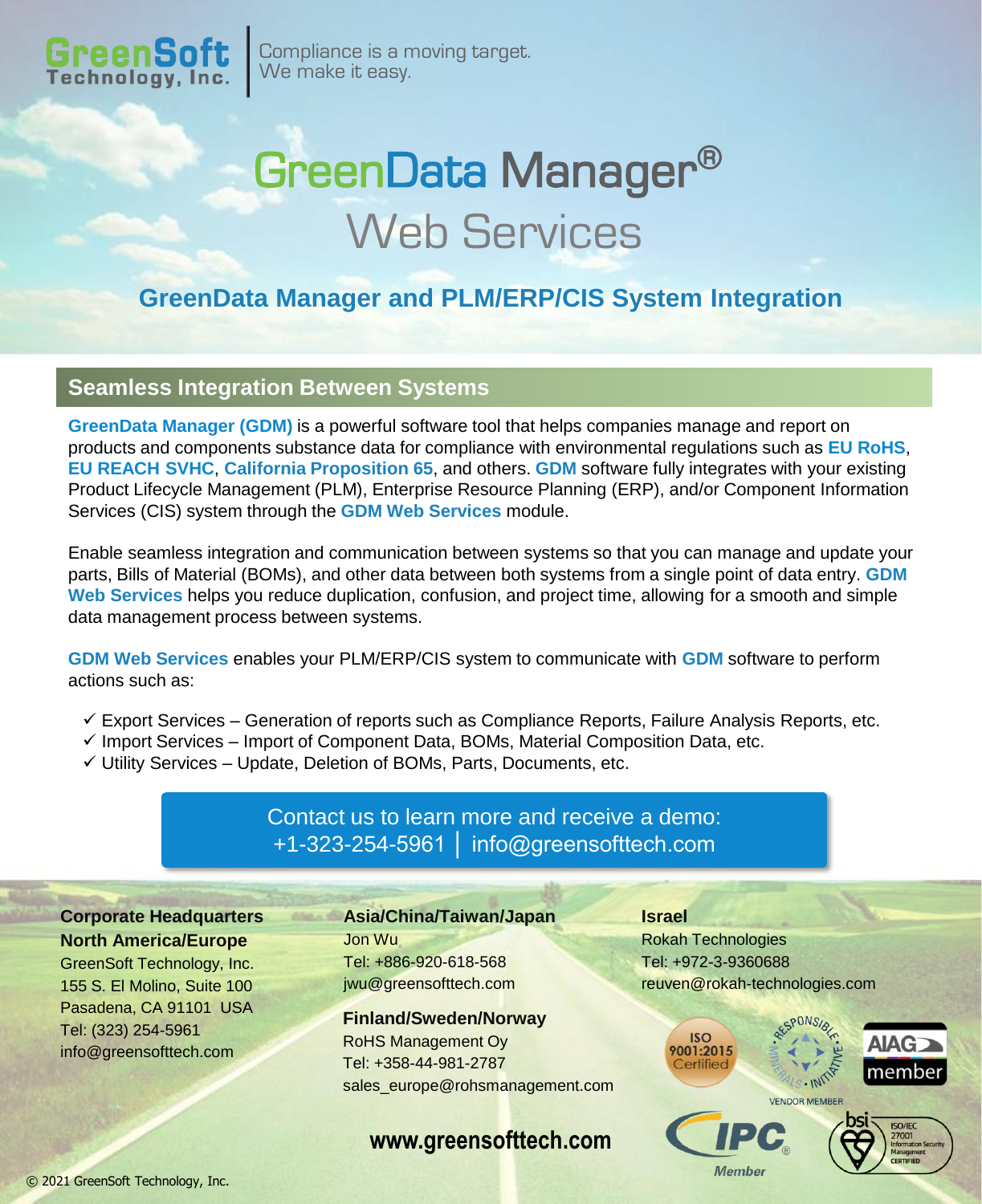GreenSoft Technology, Inc. | Compliance is a moving target. We make it easy.

# GreenData Manager® Web Services

## GreenData Manager and PLM/ERP/CIS System Integration

### Seamless Integration Between Systems

**GreenData Manager (GDM)** is a powerful software tool that helps companies manage and report on products and components substance data for compliance with environmental regulations such as **EU RoHS**, **EU REACH SVHC**, **California Proposition 65**, and others. **GDM** software fully integrates with your existing Product Lifecycle Management (PLM), Enterprise Resource Planning (ERP), and/or Component Information Services (CIS) system through the **GDM Web Services** module.

Enable seamless integration and communication between systems so that you can manage and update your parts, Bills of Material (BOMs), and other data between both systems from a single point of data entry. **GDM Web Services** helps you reduce duplication, confusion, and project time, allowing for a smooth and simple data management process between systems.

**GDM Web Services** enables your PLM/ERP/CIS system to communicate with **GDM** software to perform actions such as:

- ✓ Export Services – Generation of reports such as Compliance Reports, Failure Analysis Reports, etc.
- ✓ Import Services – Import of Component Data, BOMs, Material Composition Data, etc.
- ✓ Utility Services – Update, Deletion of BOMs, Parts, Documents, etc.

Contact us to learn more and receive a demo:
+1-323-254-5961 | info@greensofttech.com

**Corporate Headquarters**
**North America/Europe**
GreenSoft Technology, Inc.
155 S. El Molino, Suite 100
Pasadena, CA 91101 USA
Tel: (323) 254-5961
info@greensofttech.com

**Asia/China/Taiwan/Japan**
Jon Wu
Tel: +886-920-618-568
jwu@greensofttech.com

**Finland/Sweden/Norway**
RoHS Management Oy
Tel: +358-44-981-2787
sales_europe@rohsmanagement.com

**Israel**
Rokah Technologies
Tel: +972-3-9360688
reuven@rokah-technologies.com

**www.greensofttech.com**

ISO 9001:2015 Certified | Responsible Minerals Initiative Vendor Member | AIAG member | IPC Member | bsi ISO/IEC 27001 Information Security Management Certified

© 2021 GreenSoft Technology, Inc.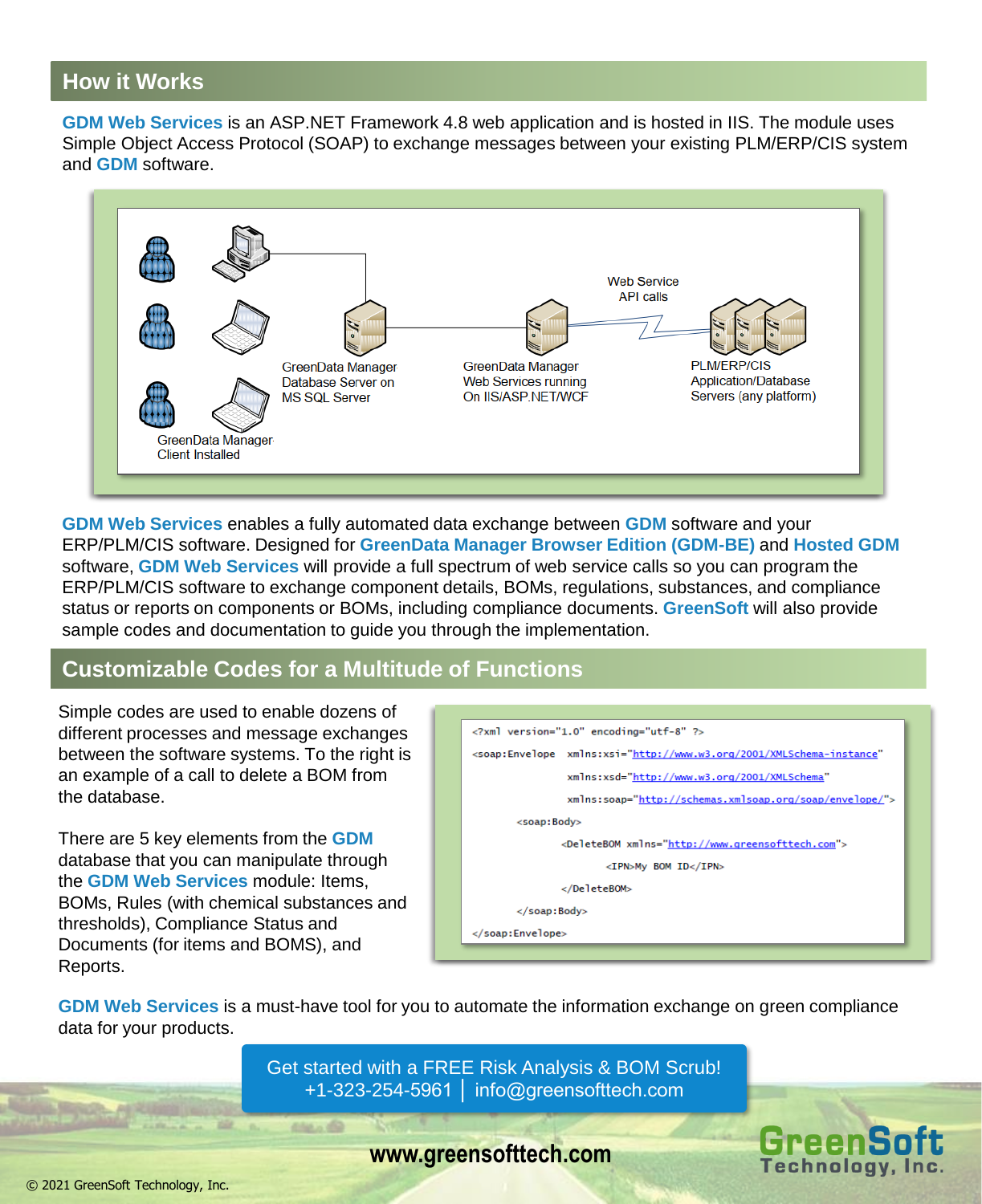## How it Works

**GDM Web Services** is an ASP.NET Framework 4.8 web application and is hosted in IIS. The module uses Simple Object Access Protocol (SOAP) to exchange messages between your existing PLM/ERP/CIS system and **GDM** software.

GreenData Manager Client Installed

GreenData Manager Database Server on MS SQL Server

GreenData Manager Web Services running On IIS/ASP.NET/WCF

Web Service API calls

PLM/ERP/CIS Application/Database Servers (any platform)

**GDM Web Services** enables a fully automated data exchange between **GDM** software and your ERP/PLM/CIS software. Designed for **GreenData Manager Browser Edition (GDM-BE)** and **Hosted GDM** software, **GDM Web Services** will provide a full spectrum of web service calls so you can program the ERP/PLM/CIS software to exchange component details, BOMs, regulations, substances, and compliance status or reports on components or BOMs, including compliance documents. **GreenSoft** will also provide sample codes and documentation to guide you through the implementation.

## Customizable Codes for a Multitude of Functions

Simple codes are used to enable dozens of different processes and message exchanges between the software systems. To the right is an example of a call to delete a BOM from the database.

There are 5 key elements from the **GDM** database that you can manipulate through the **GDM Web Services** module: Items, BOMs, Rules (with chemical substances and thresholds), Compliance Status and Documents (for items and BOMS), and Reports.

```
<?xml version="1.0" encoding="utf-8" ?>
<soap:Envelope  xmlns:xsi="http://www.w3.org/2001/XMLSchema-instance"
                xmlns:xsd="http://www.w3.org/2001/XMLSchema"
                xmlns:soap="http://schemas.xmlsoap.org/soap/envelope/">
        <soap:Body>
                <DeleteBOM xmlns="http://www.greensofttech.com">
                        <IPN>My BOM ID</IPN>
                </DeleteBOM>
        </soap:Body>
</soap:Envelope>
```

**GDM Web Services** is a must-have tool for you to automate the information exchange on green compliance data for your products.

Get started with a FREE Risk Analysis & BOM Scrub!
+1-323-254-5961 | info@greensofttech.com

**www.greensofttech.com**

GreenSoft Technology, Inc.

© 2021 GreenSoft Technology, Inc.